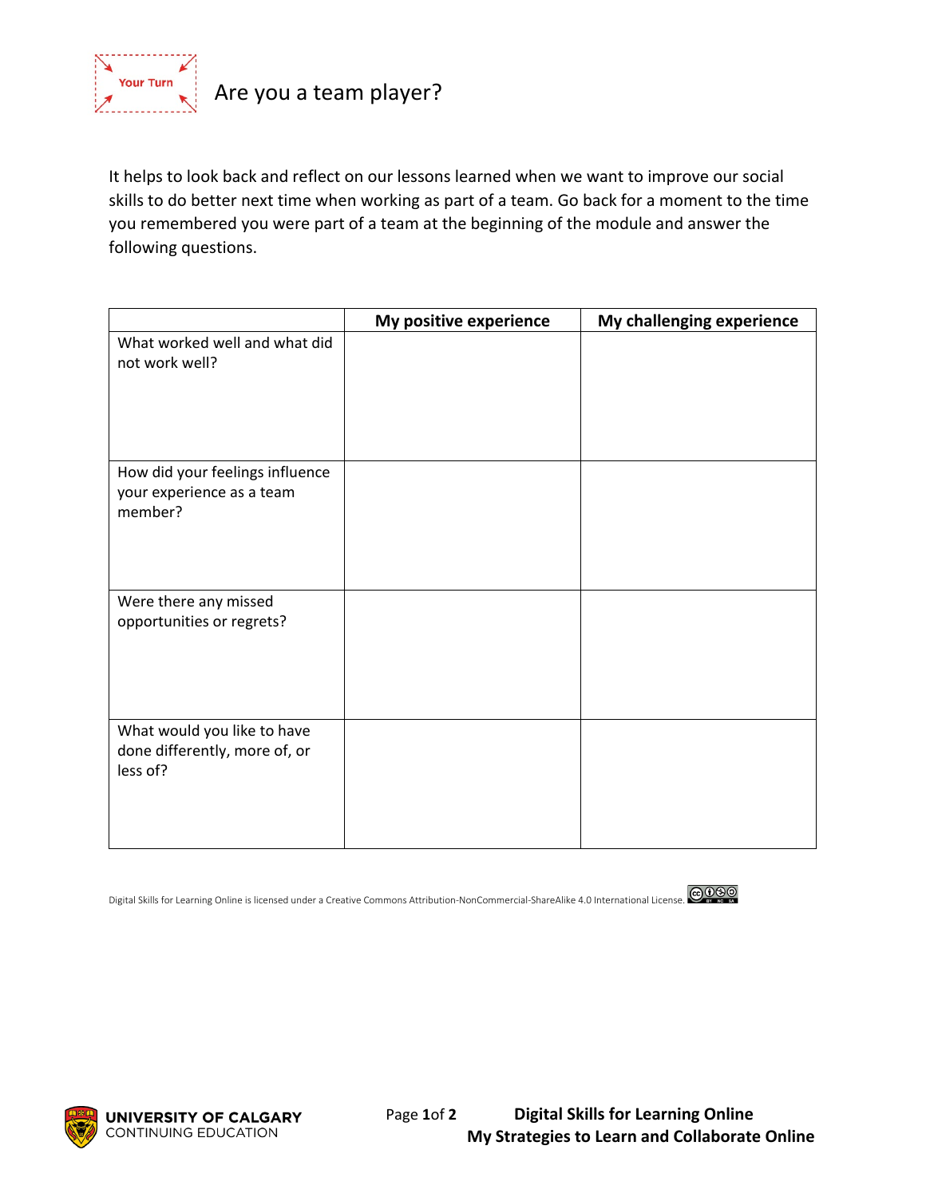Your Turn

# Are you a team player?

It helps to look back and reflect on our lessons learned when we want to improve our social skills to do better next time when working as part of a team. Go back for a moment to the time you remembered you were part of a team at the beginning of the module and answer the following questions.

| | My positive experience | My challenging experience |
|---|---|---|
| What worked well and what did not work well? | | |
| How did your feelings influence your experience as a team member? | | |
| Were there any missed opportunities or regrets? | | |
| What would you like to have done differently, more of, or less of? | | |

Digital Skills for Learning Online is licensed under a Creative Commons Attribution-NonCommercial-ShareAlike 4.0 International License.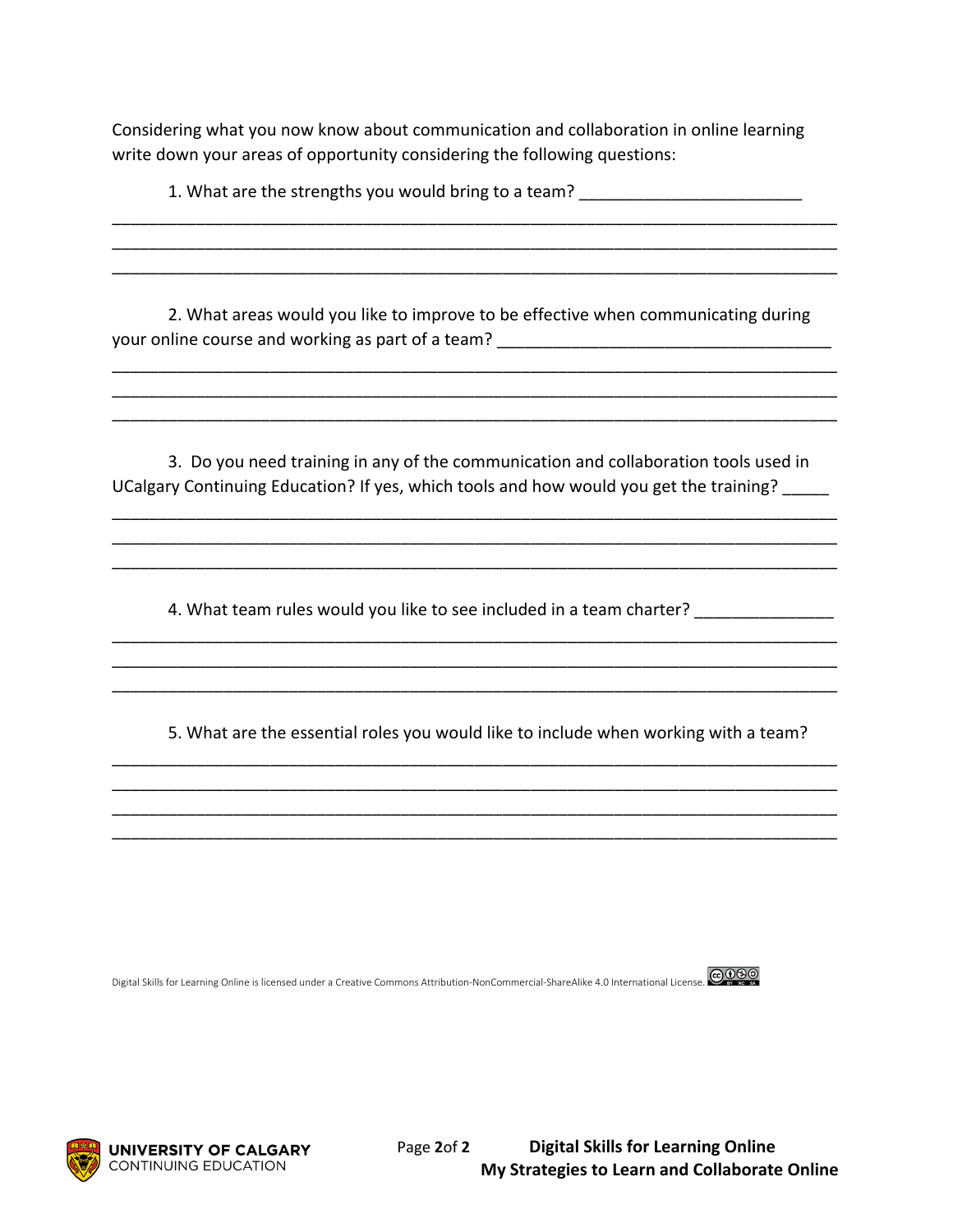Considering what you now know about communication and collaboration in online learning write down your areas of opportunity considering the following questions:

1. What are the strengths you would bring to a team? ________________________

_______________________________________________________________________________
_______________________________________________________________________________
_______________________________________________________________________________

2. What areas would you like to improve to be effective when communicating during your online course and working as part of a team? ____________________________________

_______________________________________________________________________________
_______________________________________________________________________________
_______________________________________________________________________________

3. Do you need training in any of the communication and collaboration tools used in UCalgary Continuing Education? If yes, which tools and how would you get the training? _____

_______________________________________________________________________________
_______________________________________________________________________________
_______________________________________________________________________________

4. What team rules would you like to see included in a team charter? ______________

_______________________________________________________________________________
_______________________________________________________________________________
_______________________________________________________________________________

5. What are the essential roles you would like to include when working with a team?

_______________________________________________________________________________
_______________________________________________________________________________
_______________________________________________________________________________
_______________________________________________________________________________

Digital Skills for Learning Online is licensed under a Creative Commons Attribution-NonCommercial-ShareAlike 4.0 International License.